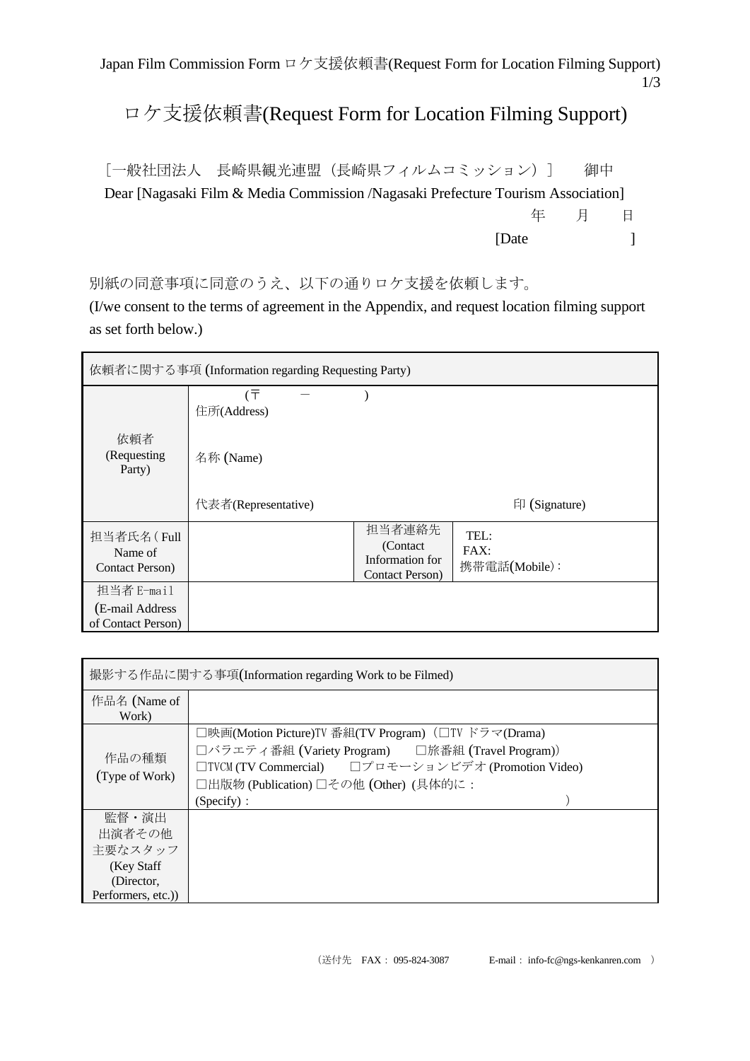Japan Film Commission Form ロケ支援依頼書(Request Form for Location Filming Support)

# ロケ支援依頼書(Request Form for Location Filming Support)

［一般社団法人　長崎県観光連盟（長崎県フィルムコミッション）］　御中
Dear [Nagasaki Film & Media Commission /Nagasaki Prefecture Tourism Association]

年　月　日
[Date　　　　　]

別紙の同意事項に同意のうえ、以下の通りロケ支援を依頼します。
(I/we consent to the terms of agreement in the Appendix, and request location filming support as set forth below.)

| 依頼者に関する事項 (Information regarding Requesting Party) | | | |
|---|---|---|---|
| 依頼者 (Requesting Party) | (〒　－　)<br>住所(Address)<br><br>名称 (Name)<br><br>代表者(Representative)　　　　印 (Signature) | | |
| 担当者氏名 ( Full Name of Contact Person) | | 担当者連絡先 (Contact Information for Contact Person) | TEL:<br>FAX:<br>携帯電話(Mobile)： |
| 担当者 E-mail (E-mail Address of Contact Person) | | | |

| 撮影する作品に関する事項(Information regarding Work to be Filmed) | |
|---|---|
| 作品名 (Name of Work) | |
| 作品の種類 (Type of Work) | □映画(Motion Picture)TV 番組(TV Program)（□TV ドラマ(Drama)<br>□バラエティ番組 (Variety Program)　□旅番組 (Travel Program)）<br>□TVCM (TV Commercial)　□プロモーションビデオ (Promotion Video)<br>□出版物 (Publication) □その他 (Other) (具体的に：<br>(Specify)：　　　　　　　　　　　　） |
| 監督・演出 出演者その他 主要なスタッフ (Key Staff (Director, Performers, etc.)) | |

（送付先　FAX：095-824-3087　　E-mail：info-fc@ngs-kenkanren.com　）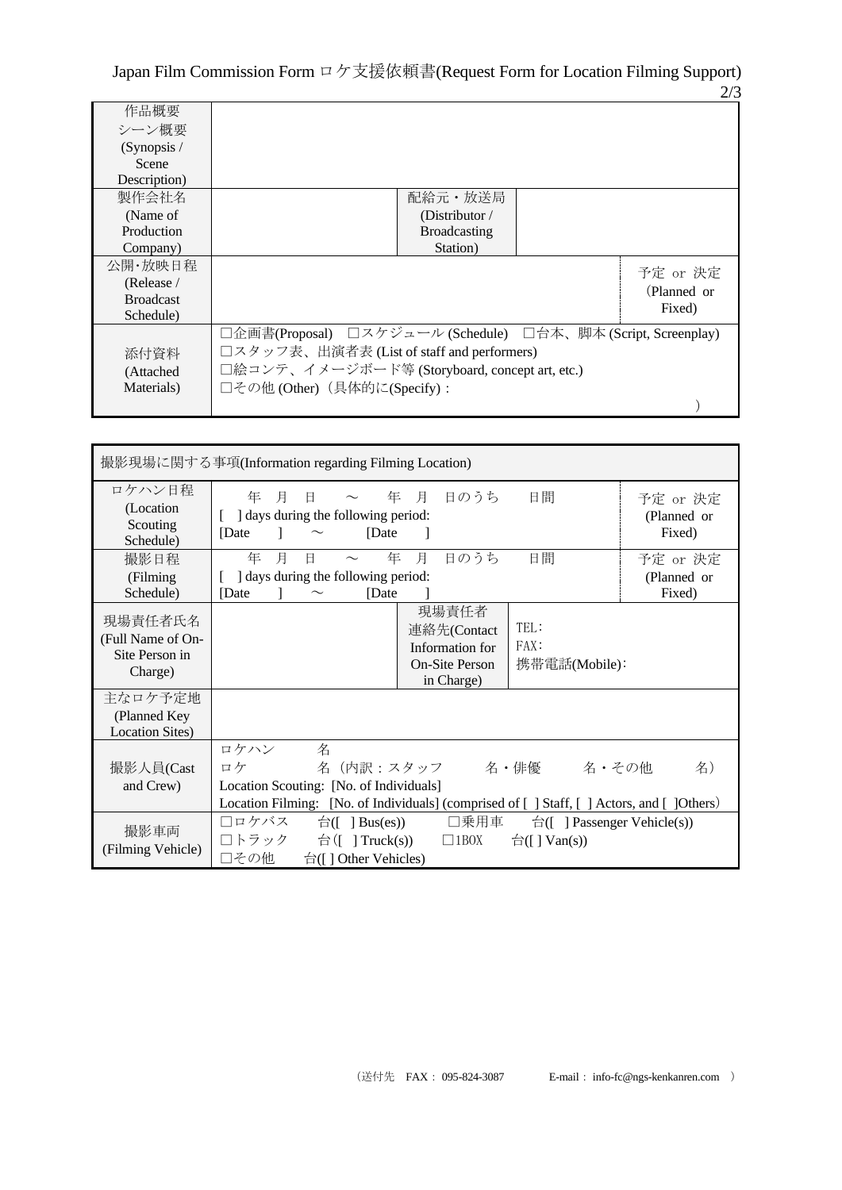# Japan Film Commission Form ロケ支援依頼書(Request Form for Location Filming Support)

| 作品概要<br>シーン概要<br>(Synopsis / Scene Description) | | | |
|---|---|---|---|
| 製作会社名<br>(Name of Production Company) | | 配給元・放送局<br>(Distributor / Broadcasting Station) | |
| 公開･放映日程<br>(Release / Broadcast Schedule) | | | 予定 or 決定<br>(Planned or Fixed) |
| 添付資料<br>(Attached Materials) | □企画書(Proposal) □スケジュール (Schedule) □台本、脚本 (Script, Screenplay)<br>□スタッフ表、出演者表 (List of staff and performers)<br>□絵コンテ、イメージボード等 (Storyboard, concept art, etc.)<br>□その他 (Other)（具体的に(Specify)：　　　　　　　　　　　　　　　　　　　　　　　　） | | |

| 撮影現場に関する事項(Information regarding Filming Location) | | | |
|---|---|---|---|
| ロケハン日程<br>(Location Scouting Schedule) | 年 月 日 ～ 年 月 日のうち 日間<br>[ ] days during the following period:<br>[Date ] ～ [Date ] | | 予定 or 決定<br>(Planned or Fixed) |
| 撮影日程<br>(Filming Schedule) | 年 月 日 ～ 年 月 日のうち 日間<br>[ ] days during the following period:<br>[Date ] ～ [Date ] | | 予定 or 決定<br>(Planned or Fixed) |
| 現場責任者氏名<br>(Full Name of On-Site Person in Charge) | | 現場責任者連絡先(Contact Information for On-Site Person in Charge) | TEL：<br>FAX：<br>携帯電話(Mobile)： |
| 主なロケ予定地<br>(Planned Key Location Sites) | | | |
| 撮影人員(Cast and Crew) | ロケハン 名<br>ロケ 名（内訳：スタッフ 名・俳優 名・その他 名）<br>Location Scouting: [No. of Individuals]<br>Location Filming: [No. of Individuals] (comprised of [ ] Staff, [ ] Actors, and [ ]Others) | | |
| 撮影車両<br>(Filming Vehicle) | □ロケバス 台([ ] Bus(es)) □乗用車 台([ ] Passenger Vehicle(s))<br>□トラック 台([ ] Truck(s)) □1BOX 台([ ] Van(s))<br>□その他 台([ ] Other Vehicles) | | |

（送付先 FAX：095-824-3087 E-mail：info-fc@ngs-kenkanren.com ）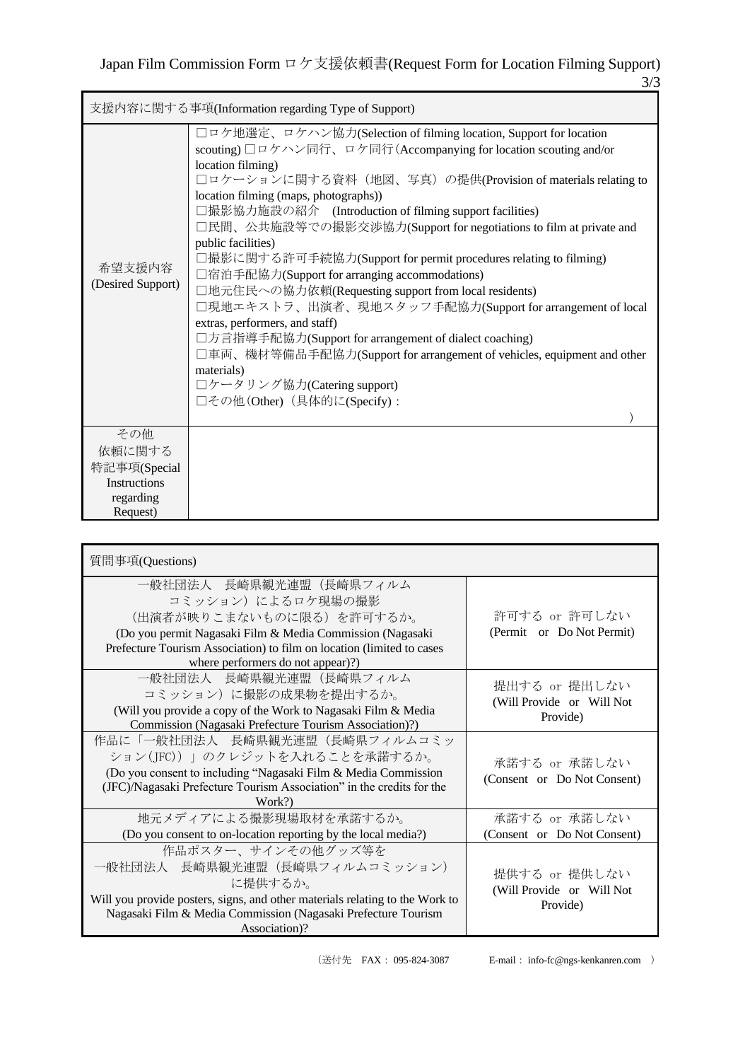# Japan Film Commission Form ロケ支援依頼書(Request Form for Location Filming Support)

| 支援内容に関する事項(Information regarding Type of Support) | |
|---|---|
| 希望支援内容(Desired Support) | □ロケ地選定、ロケハン協力(Selection of filming location, Support for location scouting) □ロケハン同行、ロケ同行(Accompanying for location scouting and/or location filming)<br>□ロケーションに関する資料（地図、写真）の提供(Provision of materials relating to location filming (maps, photographs))<br>□撮影協力施設の紹介　(Introduction of filming support facilities)<br>□民間、公共施設等での撮影交渉協力(Support for negotiations to film at private and public facilities)<br>□撮影に関する許可手続協力(Support for permit procedures relating to filming)<br>□宿泊手配協力(Support for arranging accommodations)<br>□地元住民への協力依頼(Requesting support from local residents)<br>□現地エキストラ、出演者、現地スタッフ手配協力(Support for arrangement of local extras, performers, and staff)<br>□方言指導手配協力(Support for arrangement of dialect coaching)<br>□車両、機材等備品手配協力(Support for arrangement of vehicles, equipment and other materials)<br>□ケータリング協力(Catering support)<br>□その他(Other)（具体的に(Specify)：　） |
| その他依頼に関する特記事項(Special Instructions regarding Request) | |

| 質問事項(Questions) | |
|---|---|
| 一般社団法人　長崎県観光連盟（長崎県フィルムコミッション）によるロケ現場の撮影（出演者が映りこまないものに限る）を許可するか。<br>(Do you permit Nagasaki Film & Media Commission (Nagasaki Prefecture Tourism Association) to film on location (limited to cases where performers do not appear)?) | 許可する or 許可しない<br>(Permit　or　Do Not Permit) |
| 一般社団法人　長崎県観光連盟（長崎県フィルムコミッション）に撮影の成果物を提出するか。<br>(Will you provide a copy of the Work to Nagasaki Film & Media Commission (Nagasaki Prefecture Tourism Association)?) | 提出する or 提出しない<br>(Will Provide　or　Will Not Provide) |
| 作品に「一般社団法人　長崎県観光連盟（長崎県フィルムコミッション(JFC)）」のクレジットを入れることを承諾するか。<br>(Do you consent to including "Nagasaki Film & Media Commission (JFC)/Nagasaki Prefecture Tourism Association" in the credits for the Work?) | 承諾する or 承諾しない<br>(Consent　or　Do Not Consent) |
| 地元メディアによる撮影現場取材を承諾するか。<br>(Do you consent to on-location reporting by the local media?) | 承諾する or 承諾しない<br>(Consent　or　Do Not Consent) |
| 作品ポスター、サインその他グッズ等を一般社団法人　長崎県観光連盟（長崎県フィルムコミッション）に提供するか。<br>Will you provide posters, signs, and other materials relating to the Work to Nagasaki Film & Media Commission (Nagasaki Prefecture Tourism Association)? | 提供する or 提供しない<br>(Will Provide　or　Will Not Provide) |

（送付先　FAX：095-824-3087　　E-mail：info-fc@ngs-kenkanren.com　）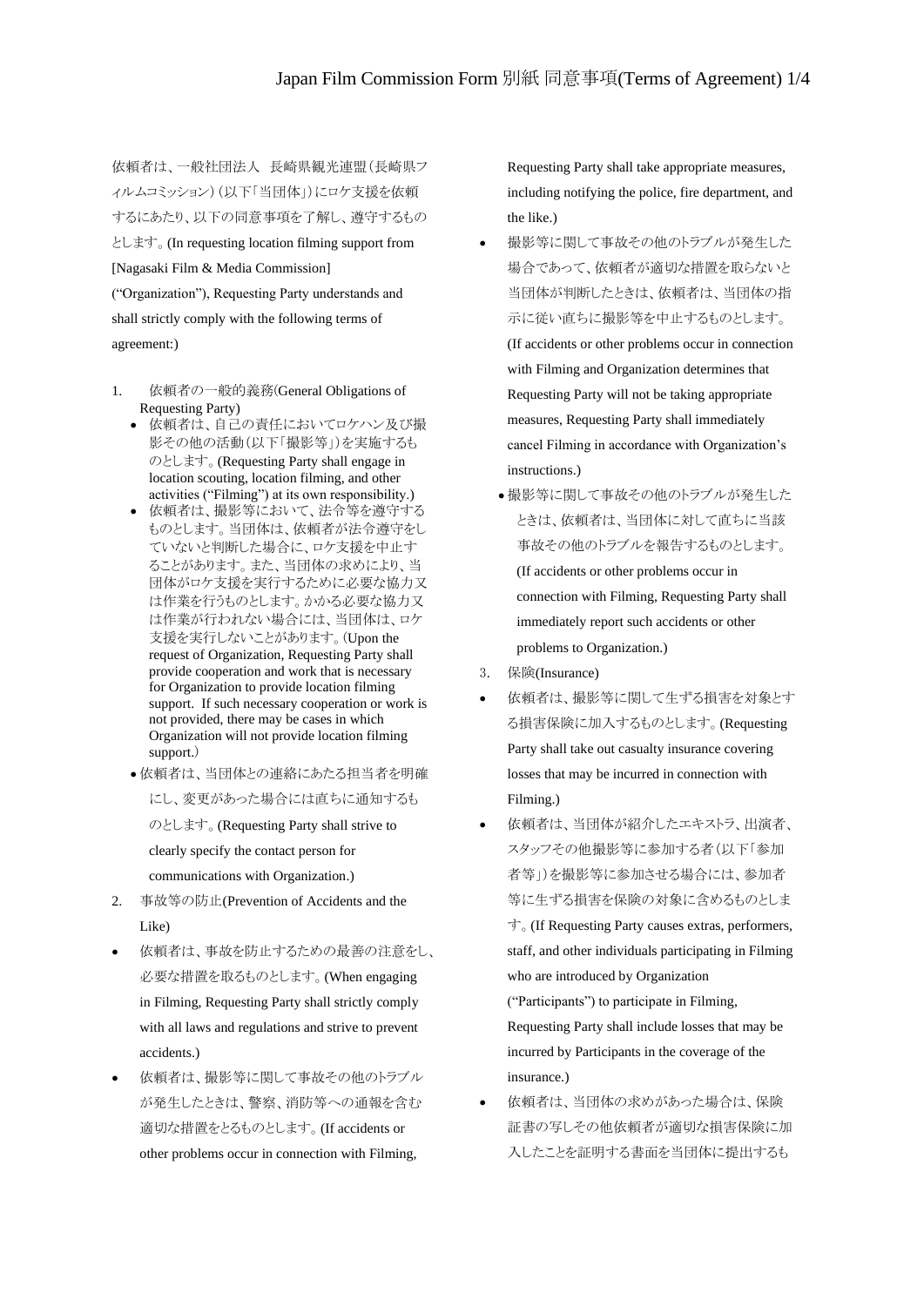Japan Film Commission Form 別紙 同意事項(Terms of Agreement) 1/4

依頼者は、一般社団法人 長崎県観光連盟（長崎県フィルムコミッション）（以下「当団体」）にロケ支援を依頼するにあたり、以下の同意事項を了解し、遵守するものとします。(In requesting location filming support from [Nagasaki Film & Media Commission] (“Organization”), Requesting Party understands and shall strictly comply with the following terms of agreement:)

1. 依頼者の一般的義務(General Obligations of Requesting Party)
   - 依頼者は、自己の責任においてロケハン及び撮影その他の活動（以下「撮影等」）を実施するものとします。(Requesting Party shall engage in location scouting, location filming, and other activities (“Filming”) at its own responsibility.)
   - 依頼者は、撮影等において、法令等を遵守するものとします。当団体は、依頼者が法令遵守をしていないと判断した場合に、ロケ支援を中止することがあります。また、当団体の求めにより、当団体がロケ支援を実行するために必要な協力又は作業を行うものとします。かかる必要な協力又は作業が行われない場合には、当団体は、ロケ支援を実行しないことがあります。（Upon the request of Organization, Requesting Party shall provide cooperation and work that is necessary for Organization to provide location filming support. If such necessary cooperation or work is not provided, there may be cases in which Organization will not provide location filming support.）
   - 依頼者は、当団体との連絡にあたる担当者を明確にし、変更があった場合には直ちに通知するものとします。(Requesting Party shall strive to clearly specify the contact person for communications with Organization.)
2. 事故等の防止(Prevention of Accidents and the Like)
   - 依頼者は、事故を防止するための最善の注意をし、必要な措置を取るものとします。(When engaging in Filming, Requesting Party shall strictly comply with all laws and regulations and strive to prevent accidents.)
   - 依頼者は、撮影等に関して事故その他のトラブルが発生したときは、警察、消防等への通報を含む適切な措置をとるものとします。(If accidents or other problems occur in connection with Filming, Requesting Party shall take appropriate measures, including notifying the police, fire department, and the like.)
   - 撮影等に関して事故その他のトラブルが発生した場合であって、依頼者が適切な措置を取らないと当団体が判断したときは、依頼者は、当団体の指示に従い直ちに撮影等を中止するものとします。(If accidents or other problems occur in connection with Filming and Organization determines that Requesting Party will not be taking appropriate measures, Requesting Party shall immediately cancel Filming in accordance with Organization’s instructions.)
   - 撮影等に関して事故その他のトラブルが発生したときは、依頼者は、当団体に対して直ちに当該事故その他のトラブルを報告するものとします。(If accidents or other problems occur in connection with Filming, Requesting Party shall immediately report such accidents or other problems to Organization.)
3. 保険(Insurance)
   - 依頼者は、撮影等に関して生ずる損害を対象とする損害保険に加入するものとします。(Requesting Party shall take out casualty insurance covering losses that may be incurred in connection with Filming.)
   - 依頼者は、当団体が紹介したエキストラ、出演者、スタッフその他撮影等に参加する者（以下「参加者等」）を撮影等に参加させる場合には、参加者等に生ずる損害を保険の対象に含めるものとします。(If Requesting Party causes extras, performers, staff, and other individuals participating in Filming who are introduced by Organization (“Participants”) to participate in Filming, Requesting Party shall include losses that may be incurred by Participants in the coverage of the insurance.)
   - 依頼者は、当団体の求めがあった場合は、保険証書の写しその他依頼者が適切な損害保険に加入したことを証明する書面を当団体に提出するも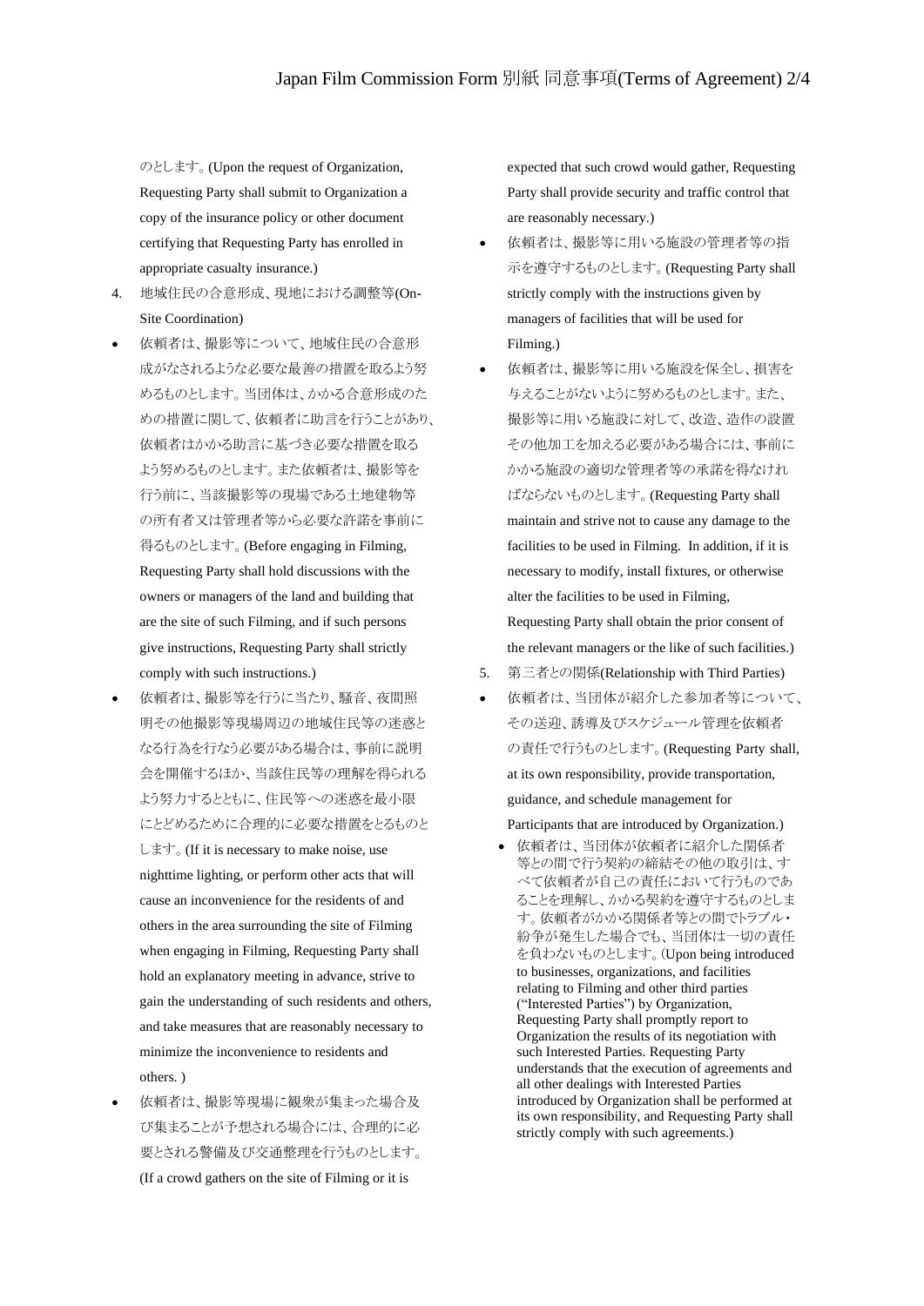のとします。(Upon the request of Organization, Requesting Party shall submit to Organization a copy of the insurance policy or other document certifying that Requesting Party has enrolled in appropriate casualty insurance.)

4. 地域住民の合意形成、現地における調整等(On-Site Coordination)

- 依頼者は、撮影等について、地域住民の合意形成がなされるような必要な最善の措置を取るよう努めるものとします。当団体は、かかる合意形成のための措置に関して、依頼者に助言を行うことがあり、依頼者はかかる助言に基づき必要な措置を取るよう努めるものとします。また依頼者は、撮影等を行う前に、当該撮影等の現場である土地建物等の所有者又は管理者等から必要な許諾を事前に得るものとします。(Before engaging in Filming, Requesting Party shall hold discussions with the owners or managers of the land and building that are the site of such Filming, and if such persons give instructions, Requesting Party shall strictly comply with such instructions.)
- 依頼者は、撮影等を行うに当たり、騒音、夜間照明その他撮影等現場周辺の地域住民等の迷惑となる行為を行なう必要がある場合は、事前に説明会を開催するほか、当該住民等の理解を得られるよう努力するとともに、住民等への迷惑を最小限にとどめるために合理的に必要な措置をとるものとします。(If it is necessary to make noise, use nighttime lighting, or perform other acts that will cause an inconvenience for the residents of and others in the area surrounding the site of Filming when engaging in Filming, Requesting Party shall hold an explanatory meeting in advance, strive to gain the understanding of such residents and others, and take measures that are reasonably necessary to minimize the inconvenience to residents and others. )
- 依頼者は、撮影等現場に観衆が集まった場合及び集まることが予想される場合には、合理的に必要とされる警備及び交通整理を行うものとします。(If a crowd gathers on the site of Filming or it is expected that such crowd would gather, Requesting Party shall provide security and traffic control that are reasonably necessary.)
- 依頼者は、撮影等に用いる施設の管理者等の指示を遵守するものとします。(Requesting Party shall strictly comply with the instructions given by managers of facilities that will be used for Filming.)
- 依頼者は、撮影等に用いる施設を保全し、損害を与えることがないように努めるものとします。また、撮影等に用いる施設に対して、改造、造作の設置その他加工を加える必要がある場合には、事前にかかる施設の適切な管理者等の承諾を得なければならないものとします。(Requesting Party shall maintain and strive not to cause any damage to the facilities to be used in Filming. In addition, if it is necessary to modify, install fixtures, or otherwise alter the facilities to be used in Filming, Requesting Party shall obtain the prior consent of the relevant managers or the like of such facilities.)

5. 第三者との関係(Relationship with Third Parties)

- 依頼者は、当団体が紹介した参加者等について、その送迎、誘導及びスケジュール管理を依頼者の責任で行うものとします。(Requesting Party shall, at its own responsibility, provide transportation, guidance, and schedule management for Participants that are introduced by Organization.)
  - 依頼者は、当団体が依頼者に紹介した関係者等との間で行う契約の締結その他の取引は、すべて依頼者が自己の責任において行うものであることを理解し、かかる契約を遵守するものとします。依頼者がかかる関係者等との間でトラブル・紛争が発生した場合でも、当団体は一切の責任を負わないものとします。(Upon being introduced to businesses, organizations, and facilities relating to Filming and other third parties ("Interested Parties") by Organization, Requesting Party shall promptly report to Organization the results of its negotiation with such Interested Parties. Requesting Party understands that the execution of agreements and all other dealings with Interested Parties introduced by Organization shall be performed at its own responsibility, and Requesting Party shall strictly comply with such agreements.)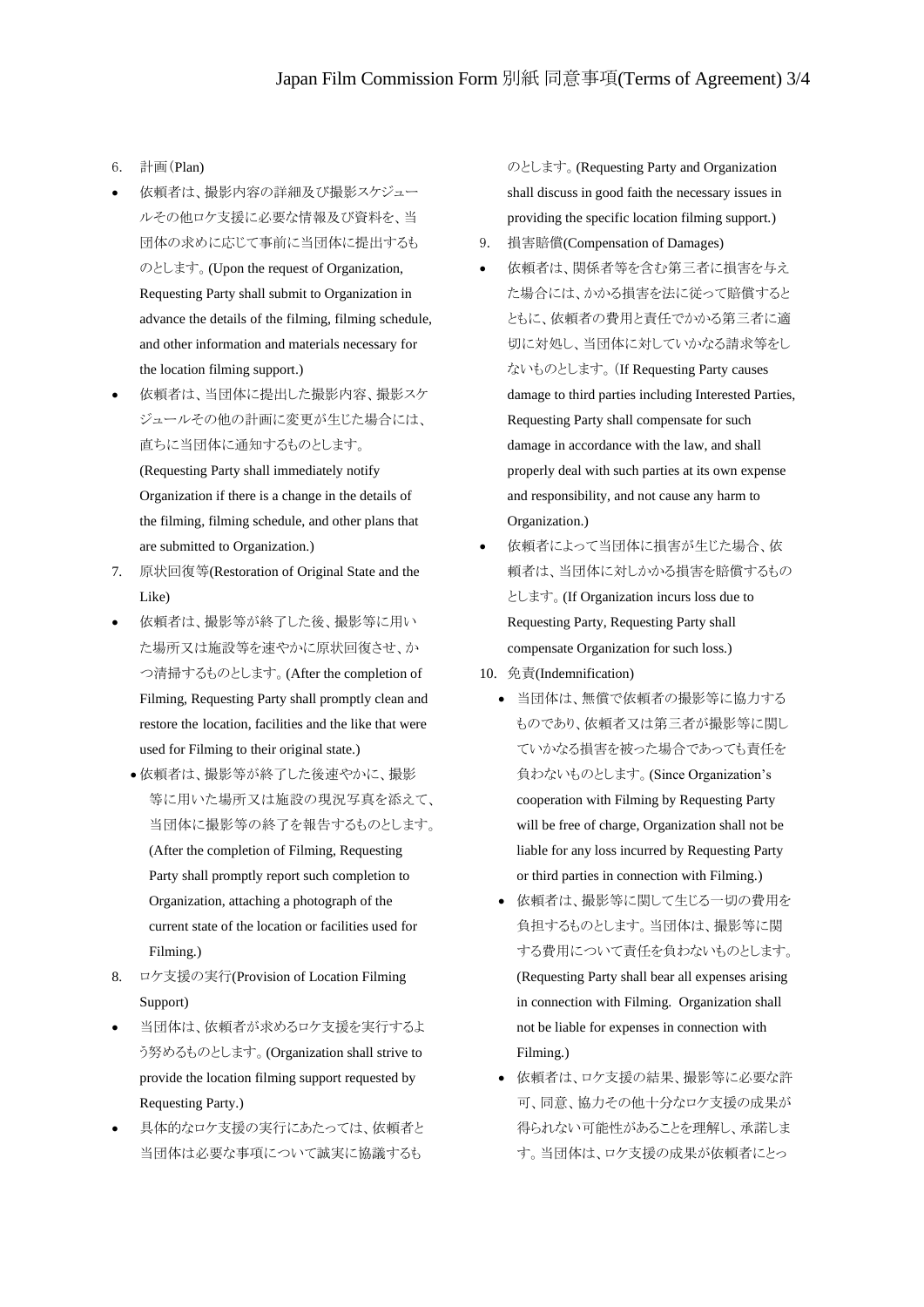6. 計画(Plan)

- 依頼者は、撮影内容の詳細及び撮影スケジュールその他ロケ支援に必要な情報及び資料を、当団体の求めに応じて事前に当団体に提出するものとします。(Upon the request of Organization, Requesting Party shall submit to Organization in advance the details of the filming, filming schedule, and other information and materials necessary for the location filming support.)
- 依頼者は、当団体に提出した撮影内容、撮影スケジュールその他の計画に変更が生じた場合には、直ちに当団体に通知するものとします。(Requesting Party shall immediately notify Organization if there is a change in the details of the filming, filming schedule, and other plans that are submitted to Organization.)

7. 原状回復等(Restoration of Original State and the Like)

- 依頼者は、撮影等が終了した後、撮影等に用いた場所又は施設等を速やかに原状回復させ、かつ清掃するものとします。(After the completion of Filming, Requesting Party shall promptly clean and restore the location, facilities and the like that were used for Filming to their original state.)
  - 依頼者は、撮影等が終了した後速やかに、撮影等に用いた場所又は施設の現況写真を添えて、当団体に撮影等の終了を報告するものとします。(After the completion of Filming, Requesting Party shall promptly report such completion to Organization, attaching a photograph of the current state of the location or facilities used for Filming.)

8. ロケ支援の実行(Provision of Location Filming Support)

- 当団体は、依頼者が求めるロケ支援を実行するよう努めるものとします。(Organization shall strive to provide the location filming support requested by Requesting Party.)
- 具体的なロケ支援の実行にあたっては、依頼者と当団体は必要な事項について誠実に協議するものとします。(Requesting Party and Organization shall discuss in good faith the necessary issues in providing the specific location filming support.)

9. 損害賠償(Compensation of Damages)

- 依頼者は、関係者等を含む第三者に損害を与えた場合には、かかる損害を法に従って賠償するとともに、依頼者の費用と責任でかかる第三者に適切に対処し、当団体に対していかなる請求等をしないものとします。(If Requesting Party causes damage to third parties including Interested Parties, Requesting Party shall compensate for such damage in accordance with the law, and shall properly deal with such parties at its own expense and responsibility, and not cause any harm to Organization.)
- 依頼者によって当団体に損害が生じた場合、依頼者は、当団体に対しかかる損害を賠償するものとします。(If Organization incurs loss due to Requesting Party, Requesting Party shall compensate Organization for such loss.)

10. 免責(Indemnification)

  - 当団体は、無償で依頼者の撮影等に協力するものであり、依頼者又は第三者が撮影等に関していかなる損害を被った場合であっても責任を負わないものとします。(Since Organization's cooperation with Filming by Requesting Party will be free of charge, Organization shall not be liable for any loss incurred by Requesting Party or third parties in connection with Filming.)
  - 依頼者は、撮影等に関して生じる一切の費用を負担するものとします。当団体は、撮影等に関する費用について責任を負わないものとします。(Requesting Party shall bear all expenses arising in connection with Filming. Organization shall not be liable for expenses in connection with Filming.)
  - 依頼者は、ロケ支援の結果、撮影等に必要な許可、同意、協力その他十分なロケ支援の成果が得られない可能性があることを理解し、承諾します。当団体は、ロケ支援の成果が依頼者にとっ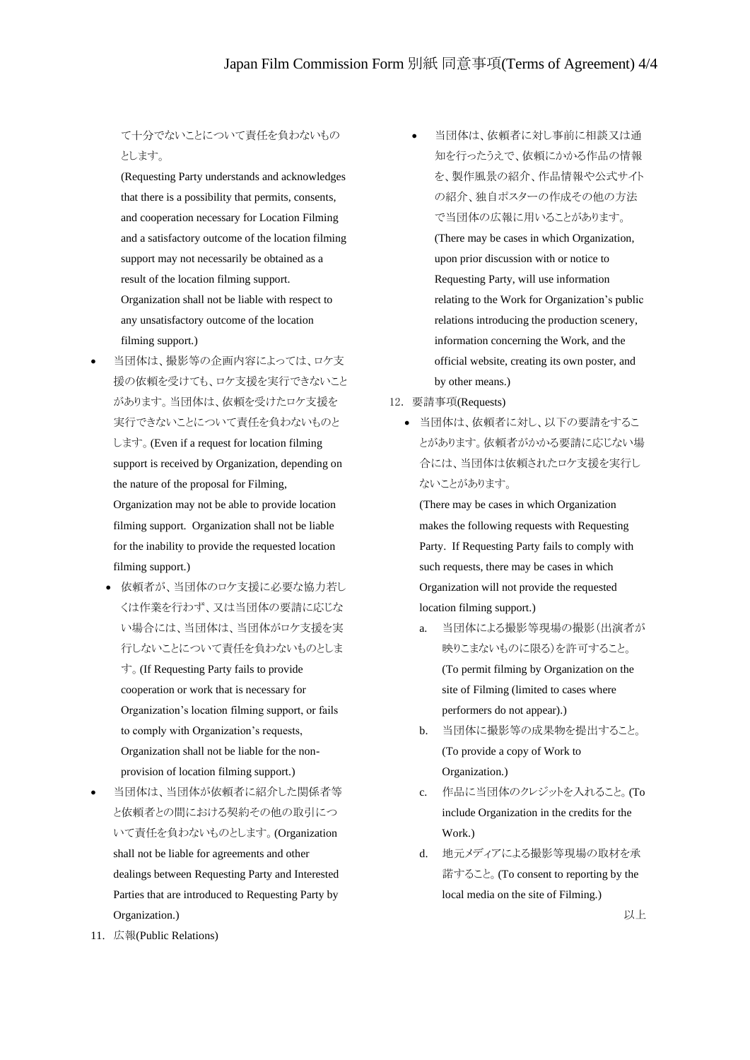て十分でないことについて責任を負わないものとします。

(Requesting Party understands and acknowledges that there is a possibility that permits, consents, and cooperation necessary for Location Filming and a satisfactory outcome of the location filming support may not necessarily be obtained as a result of the location filming support. Organization shall not be liable with respect to any unsatisfactory outcome of the location filming support.)

- 当団体は、撮影等の企画内容によっては、ロケ支援の依頼を受けても、ロケ支援を実行できないことがあります。当団体は、依頼を受けたロケ支援を実行できないことについて責任を負わないものとします。(Even if a request for location filming support is received by Organization, depending on the nature of the proposal for Filming, Organization may not be able to provide location filming support. Organization shall not be liable for the inability to provide the requested location filming support.)
  - 依頼者が、当団体のロケ支援に必要な協力若しくは作業を行わず、又は当団体の要請に応じない場合には、当団体は、当団体がロケ支援を実行しないことについて責任を負わないものとします。(If Requesting Party fails to provide cooperation or work that is necessary for Organization's location filming support, or fails to comply with Organization's requests, Organization shall not be liable for the non-provision of location filming support.)
- 当団体は、当団体が依頼者に紹介した関係者等と依頼者との間における契約その他の取引について責任を負わないものとします。(Organization shall not be liable for agreements and other dealings between Requesting Party and Interested Parties that are introduced to Requesting Party by Organization.)

11. 広報(Public Relations)
   - 当団体は、依頼者に対し事前に相談又は通知を行ったうえで、依頼にかかる作品の情報を、製作風景の紹介、作品情報や公式サイトの紹介、独自ポスターの作成その他の方法で当団体の広報に用いることがあります。(There may be cases in which Organization, upon prior discussion with or notice to Requesting Party, will use information relating to the Work for Organization's public relations introducing the production scenery, information concerning the Work, and the official website, creating its own poster, and by other means.)

12. 要請事項(Requests)
   - 当団体は、依頼者に対し、以下の要請をすることがあります。依頼者がかかる要請に応じない場合には、当団体は依頼されたロケ支援を実行しないことがあります。

     (There may be cases in which Organization makes the following requests with Requesting Party. If Requesting Party fails to comply with such requests, there may be cases in which Organization will not provide the requested location filming support.)

     a. 当団体による撮影等現場の撮影(出演者が映りこまないものに限る)を許可すること。(To permit filming by Organization on the site of Filming (limited to cases where performers do not appear).)
     b. 当団体に撮影等の成果物を提出すること。(To provide a copy of Work to Organization.)
     c. 作品に当団体のクレジットを入れること。(To include Organization in the credits for the Work.)
     d. 地元メディアによる撮影等現場の取材を承諾すること。(To consent to reporting by the local media on the site of Filming.)

以上